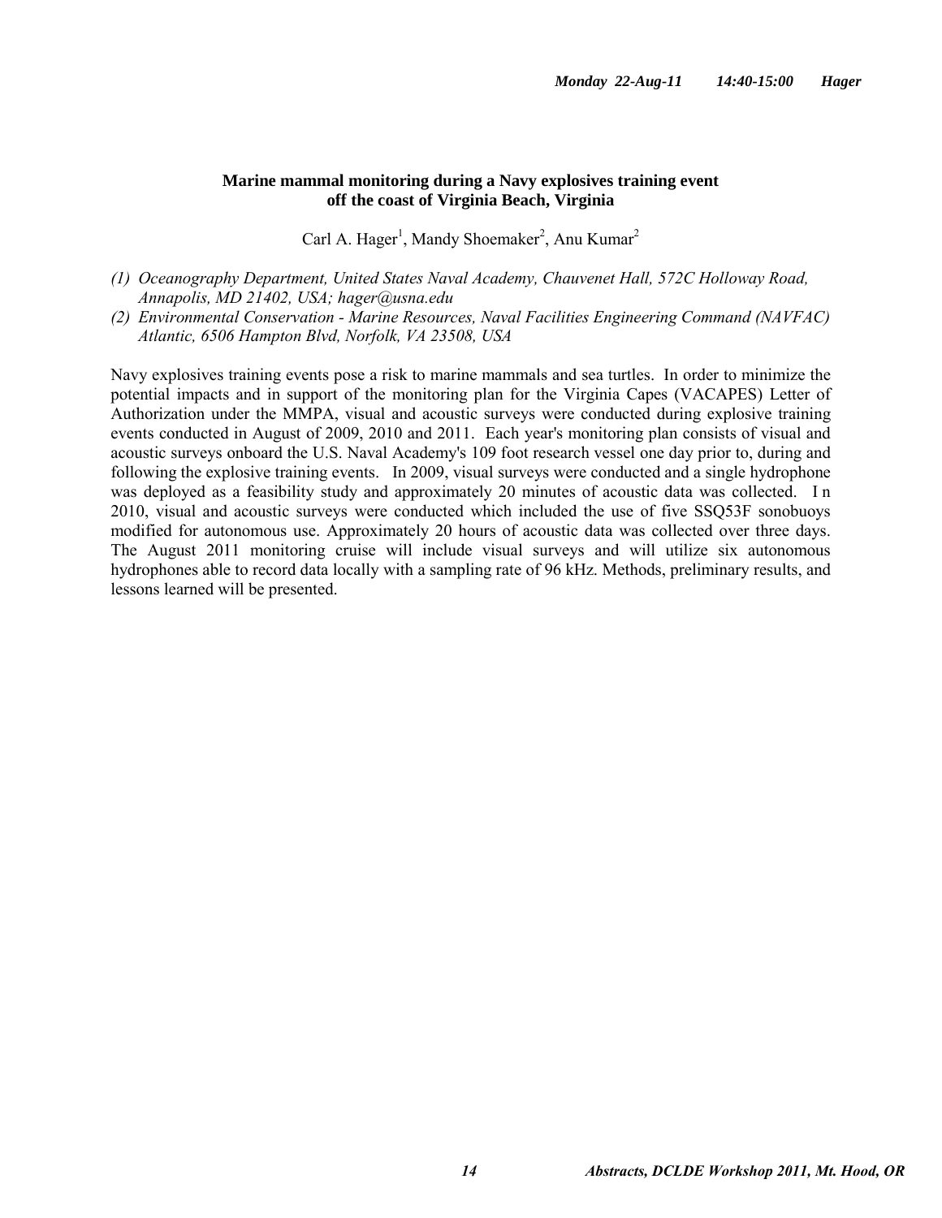## Marine mammal monitoring during a Navy explosives training event off the coast of Virginia Beach, Virginia

Carl A. Hager[1], Mandy Shoemaker[2], Anu Kumar[2]

*(1) Oceanography Department, United States Naval Academy, Chauvenet Hall, 572C Holloway Road, Annapolis, MD 21402, USA; hager@usna.edu*

*(2) Environmental Conservation - Marine Resources, Naval Facilities Engineering Command (NAVFAC) Atlantic, 6506 Hampton Blvd, Norfolk, VA 23508, USA*

Navy explosives training events pose a risk to marine mammals and sea turtles. In order to minimize the potential impacts and in support of the monitoring plan for the Virginia Capes (VACAPES) Letter of Authorization under the MMPA, visual and acoustic surveys were conducted during explosive training events conducted in August of 2009, 2010 and 2011. Each year's monitoring plan consists of visual and acoustic surveys onboard the U.S. Naval Academy's 109 foot research vessel one day prior to, during and following the explosive training events. In 2009, visual surveys were conducted and a single hydrophone was deployed as a feasibility study and approximately 20 minutes of acoustic data was collected. In 2010, visual and acoustic surveys were conducted which included the use of five SSQ53F sonobuoys modified for autonomous use. Approximately 20 hours of acoustic data was collected over three days. The August 2011 monitoring cruise will include visual surveys and will utilize six autonomous hydrophones able to record data locally with a sampling rate of 96 kHz. Methods, preliminary results, and lessons learned will be presented.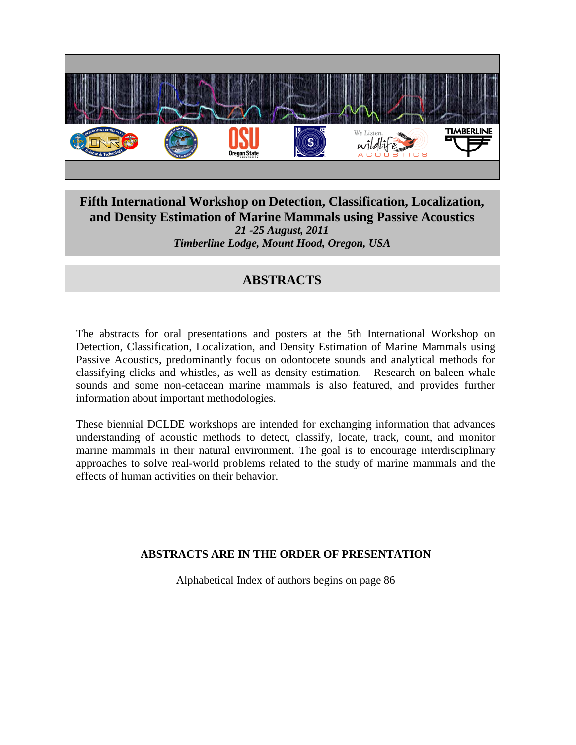# Fifth International Workshop on Detection, Classification, Localization, and Density Estimation of Marine Mammals using Passive Acoustics

*21 -25 August, 2011*

*Timberline Lodge, Mount Hood, Oregon, USA*

## ABSTRACTS

The abstracts for oral presentations and posters at the 5th International Workshop on Detection, Classification, Localization, and Density Estimation of Marine Mammals using Passive Acoustics, predominantly focus on odontocete sounds and analytical methods for classifying clicks and whistles, as well as density estimation. Research on baleen whale sounds and some non-cetacean marine mammals is also featured, and provides further information about important methodologies.

These biennial DCLDE workshops are intended for exchanging information that advances understanding of acoustic methods to detect, classify, locate, track, count, and monitor marine mammals in their natural environment. The goal is to encourage interdisciplinary approaches to solve real-world problems related to the study of marine mammals and the effects of human activities on their behavior.

**ABSTRACTS ARE IN THE ORDER OF PRESENTATION**

Alphabetical Index of authors begins on page 86